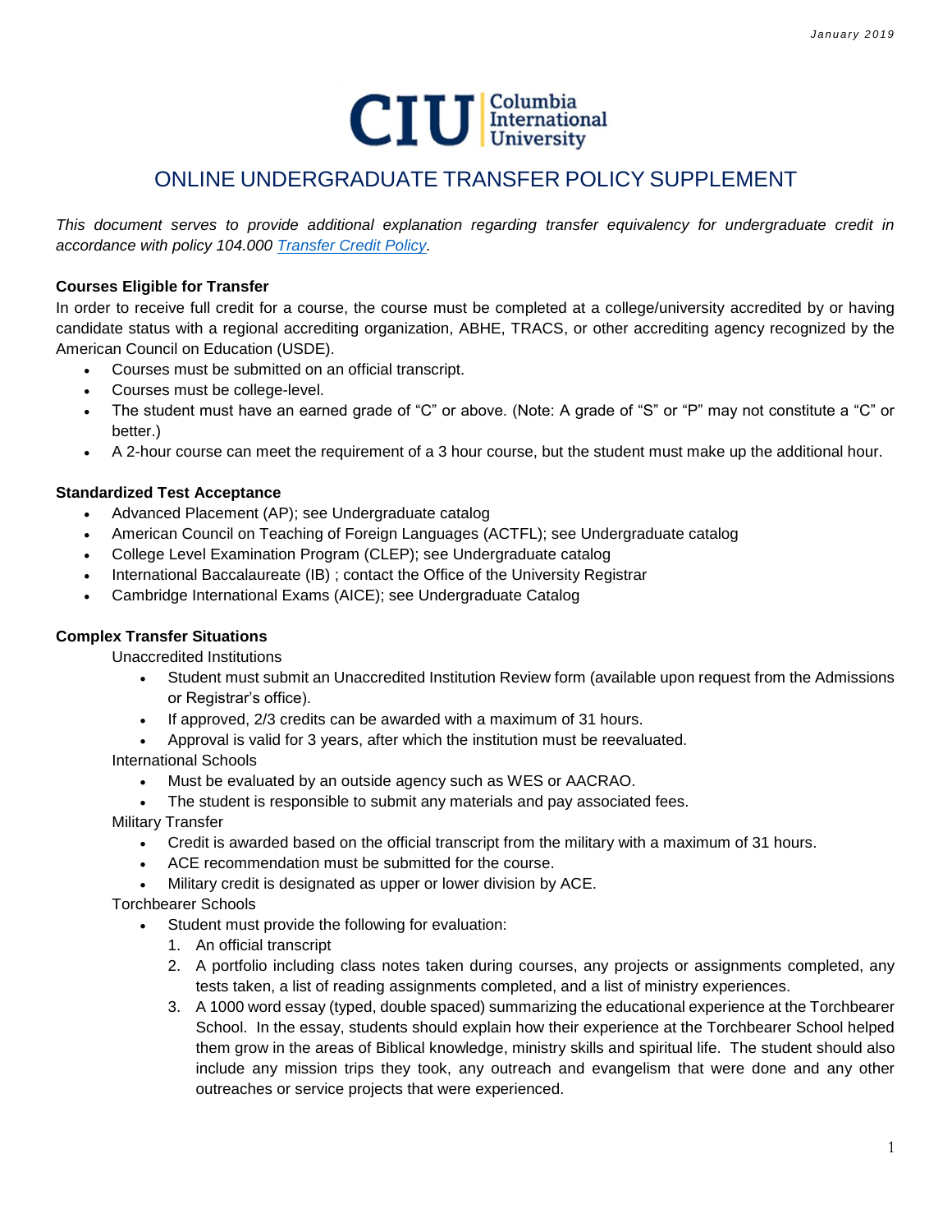Columbia International University

# ONLINE UNDERGRADUATE TRANSFER POLICY SUPPLEMENT

*This document serves to provide additional explanation regarding transfer equivalency for undergraduate credit in accordance with policy 104.000 [Transfer Credit Policy](Transfer Credit Policy).*

**Courses Eligible for Transfer**

In order to receive full credit for a course, the course must be completed at a college/university accredited by or having candidate status with a regional accrediting organization, ABHE, TRACS, or other accrediting agency recognized by the American Council on Education (USDE).

- Courses must be submitted on an official transcript.
- Courses must be college-level.
- The student must have an earned grade of "C" or above. (Note: A grade of "S" or "P" may not constitute a "C" or better.)
- A 2-hour course can meet the requirement of a 3 hour course, but the student must make up the additional hour.

**Standardized Test Acceptance**

- Advanced Placement (AP); see Undergraduate catalog
- American Council on Teaching of Foreign Languages (ACTFL); see Undergraduate catalog
- College Level Examination Program (CLEP); see Undergraduate catalog
- International Baccalaureate (IB) ; contact the Office of the University Registrar
- Cambridge International Exams (AICE); see Undergraduate Catalog

**Complex Transfer Situations**

Unaccredited Institutions

- Student must submit an Unaccredited Institution Review form (available upon request from the Admissions or Registrar's office).
- If approved, 2/3 credits can be awarded with a maximum of 31 hours.
- Approval is valid for 3 years, after which the institution must be reevaluated.

International Schools

- Must be evaluated by an outside agency such as WES or AACRAO.
- The student is responsible to submit any materials and pay associated fees.

Military Transfer

- Credit is awarded based on the official transcript from the military with a maximum of 31 hours.
- ACE recommendation must be submitted for the course.
- Military credit is designated as upper or lower division by ACE.

Torchbearer Schools

- Student must provide the following for evaluation:
  1. An official transcript
  2. A portfolio including class notes taken during courses, any projects or assignments completed, any tests taken, a list of reading assignments completed, and a list of ministry experiences.
  3. A 1000 word essay (typed, double spaced) summarizing the educational experience at the Torchbearer School. In the essay, students should explain how their experience at the Torchbearer School helped them grow in the areas of Biblical knowledge, ministry skills and spiritual life. The student should also include any mission trips they took, any outreach and evangelism that were done and any other outreaches or service projects that were experienced.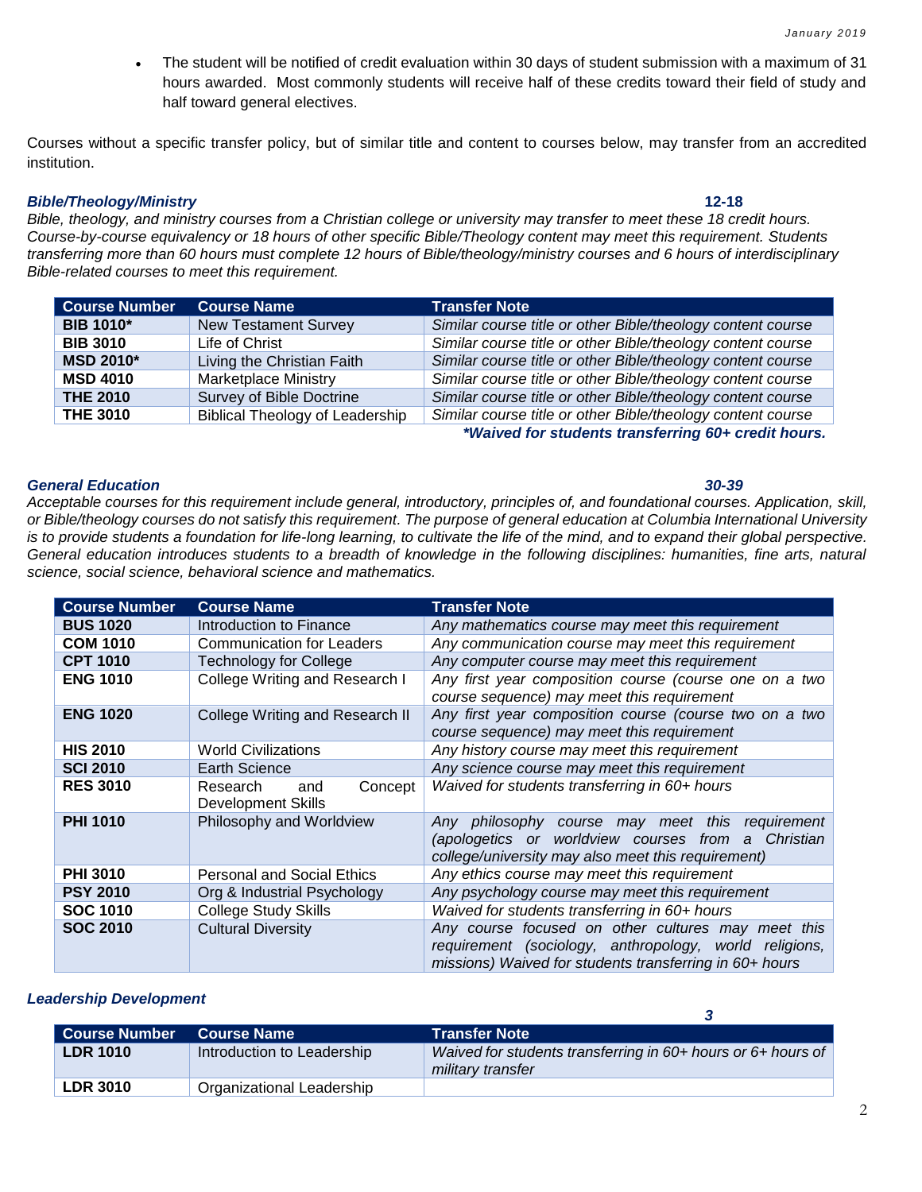- The student will be notified of credit evaluation within 30 days of student submission with a maximum of 31 hours awarded. Most commonly students will receive half of these credits toward their field of study and half toward general electives.

Courses without a specific transfer policy, but of similar title and content to courses below, may transfer from an accredited institution.

### *Bible/Theology/Ministry* **12-18**

*Bible, theology, and ministry courses from a Christian college or university may transfer to meet these 18 credit hours. Course-by-course equivalency or 18 hours of other specific Bible/Theology content may meet this requirement. Students transferring more than 60 hours must complete 12 hours of Bible/theology/ministry courses and 6 hours of interdisciplinary Bible-related courses to meet this requirement.*

| Course Number | Course Name | Transfer Note |
|---|---|---|
| **BIB 1010*** | New Testament Survey | *Similar course title or other Bible/theology content course* |
| **BIB 3010** | Life of Christ | *Similar course title or other Bible/theology content course* |
| **MSD 2010*** | Living the Christian Faith | *Similar course title or other Bible/theology content course* |
| **MSD 4010** | Marketplace Ministry | *Similar course title or other Bible/theology content course* |
| **THE 2010** | Survey of Bible Doctrine | *Similar course title or other Bible/theology content course* |
| **THE 3010** | Biblical Theology of Leadership | *Similar course title or other Bible/theology content course* |

***Waived for students transferring 60+ credit hours.**

### *General Education* **30-39**

*Acceptable courses for this requirement include general, introductory, principles of, and foundational courses. Application, skill, or Bible/theology courses do not satisfy this requirement. The purpose of general education at Columbia International University is to provide students a foundation for life-long learning, to cultivate the life of the mind, and to expand their global perspective. General education introduces students to a breadth of knowledge in the following disciplines: humanities, fine arts, natural science, social science, behavioral science and mathematics.*

| Course Number | Course Name | Transfer Note |
|---|---|---|
| **BUS 1020** | Introduction to Finance | *Any mathematics course may meet this requirement* |
| **COM 1010** | Communication for Leaders | *Any communication course may meet this requirement* |
| **CPT 1010** | Technology for College | *Any computer course may meet this requirement* |
| **ENG 1010** | College Writing and Research I | *Any first year composition course (course one on a two course sequence) may meet this requirement* |
| **ENG 1020** | College Writing and Research II | *Any first year composition course (course two on a two course sequence) may meet this requirement* |
| **HIS 2010** | World Civilizations | *Any history course may meet this requirement* |
| **SCI 2010** | Earth Science | *Any science course may meet this requirement* |
| **RES 3010** | Research and Concept Development Skills | *Waived for students transferring in 60+ hours* |
| **PHI 1010** | Philosophy and Worldview | *Any philosophy course may meet this requirement (apologetics or worldview courses from a Christian college/university may also meet this requirement)* |
| **PHI 3010** | Personal and Social Ethics | *Any ethics course may meet this requirement* |
| **PSY 2010** | Org & Industrial Psychology | *Any psychology course may meet this requirement* |
| **SOC 1010** | College Study Skills | *Waived for students transferring in 60+ hours* |
| **SOC 2010** | Cultural Diversity | *Any course focused on other cultures may meet this requirement (sociology, anthropology, world religions, missions) Waived for students transferring in 60+ hours* |

### *Leadership Development* **3**

| Course Number | Course Name | Transfer Note |
|---|---|---|
| **LDR 1010** | Introduction to Leadership | *Waived for students transferring in 60+ hours or 6+ hours of military transfer* |
| **LDR 3010** | Organizational Leadership | |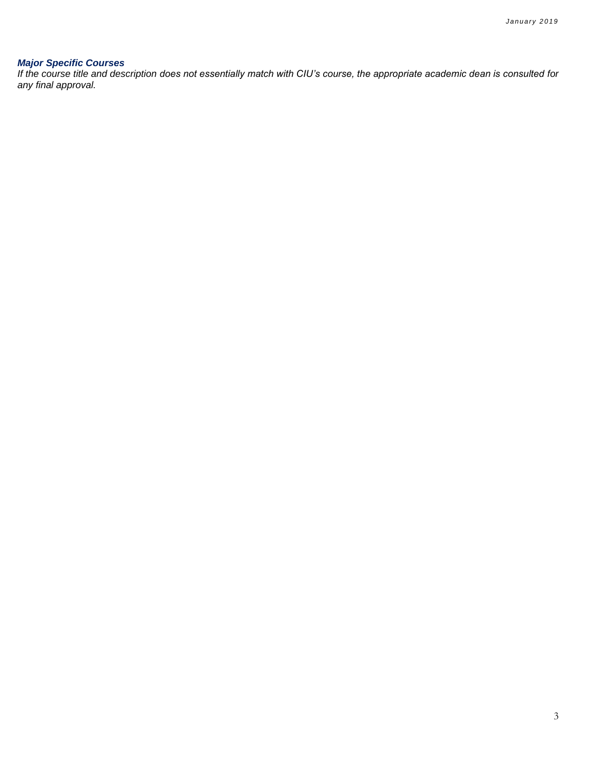### *Major Specific Courses*

*If the course title and description does not essentially match with CIU's course, the appropriate academic dean is consulted for any final approval.*